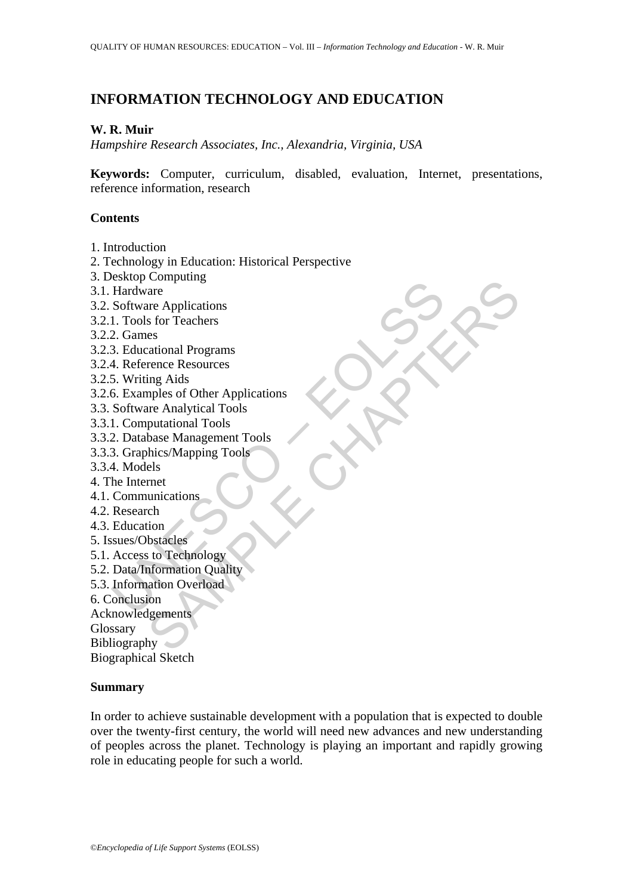# INFORMATION TECHNOLOGY AND EDUCATION

**W. R. Muir**

*Hampshire Research Associates, Inc., Alexandria, Virginia, USA*

**Keywords:** Computer, curriculum, disabled, evaluation, Internet, presentations, reference information, research

**Contents**

1. Introduction
2. Technology in Education: Historical Perspective
3. Desktop Computing
3.1. Hardware
3.2. Software Applications
3.2.1. Tools for Teachers
3.2.2. Games
3.2.3. Educational Programs
3.2.4. Reference Resources
3.2.5. Writing Aids
3.2.6. Examples of Other Applications
3.3. Software Analytical Tools
3.3.1. Computational Tools
3.3.2. Database Management Tools
3.3.3. Graphics/Mapping Tools
3.3.4. Models
4. The Internet
4.1. Communications
4.2. Research
4.3. Education
5. Issues/Obstacles
5.1. Access to Technology
5.2. Data/Information Quality
5.3. Information Overload
6. Conclusion

Acknowledgements
Glossary
Bibliography
Biographical Sketch

**Summary**

In order to achieve sustainable development with a population that is expected to double over the twenty-first century, the world will need new advances and new understanding of peoples across the planet. Technology is playing an important and rapidly growing role in educating people for such a world.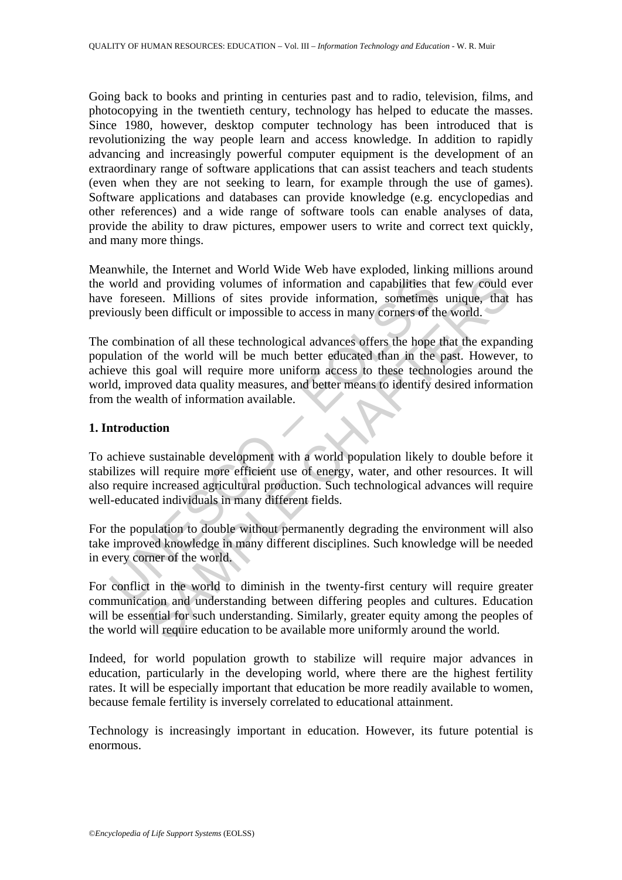Going back to books and printing in centuries past and to radio, television, films, and photocopying in the twentieth century, technology has helped to educate the masses. Since 1980, however, desktop computer technology has been introduced that is revolutionizing the way people learn and access knowledge. In addition to rapidly advancing and increasingly powerful computer equipment is the development of an extraordinary range of software applications that can assist teachers and teach students (even when they are not seeking to learn, for example through the use of games). Software applications and databases can provide knowledge (e.g. encyclopedias and other references) and a wide range of software tools can enable analyses of data, provide the ability to draw pictures, empower users to write and correct text quickly, and many more things.

Meanwhile, the Internet and World Wide Web have exploded, linking millions around the world and providing volumes of information and capabilities that few could ever have foreseen. Millions of sites provide information, sometimes unique, that has previously been difficult or impossible to access in many corners of the world.

The combination of all these technological advances offers the hope that the expanding population of the world will be much better educated than in the past. However, to achieve this goal will require more uniform access to these technologies around the world, improved data quality measures, and better means to identify desired information from the wealth of information available.

## 1. Introduction

To achieve sustainable development with a world population likely to double before it stabilizes will require more efficient use of energy, water, and other resources. It will also require increased agricultural production. Such technological advances will require well-educated individuals in many different fields.

For the population to double without permanently degrading the environment will also take improved knowledge in many different disciplines. Such knowledge will be needed in every corner of the world.

For conflict in the world to diminish in the twenty-first century will require greater communication and understanding between differing peoples and cultures. Education will be essential for such understanding. Similarly, greater equity among the peoples of the world will require education to be available more uniformly around the world.

Indeed, for world population growth to stabilize will require major advances in education, particularly in the developing world, where there are the highest fertility rates. It will be especially important that education be more readily available to women, because female fertility is inversely correlated to educational attainment.

Technology is increasingly important in education. However, its future potential is enormous.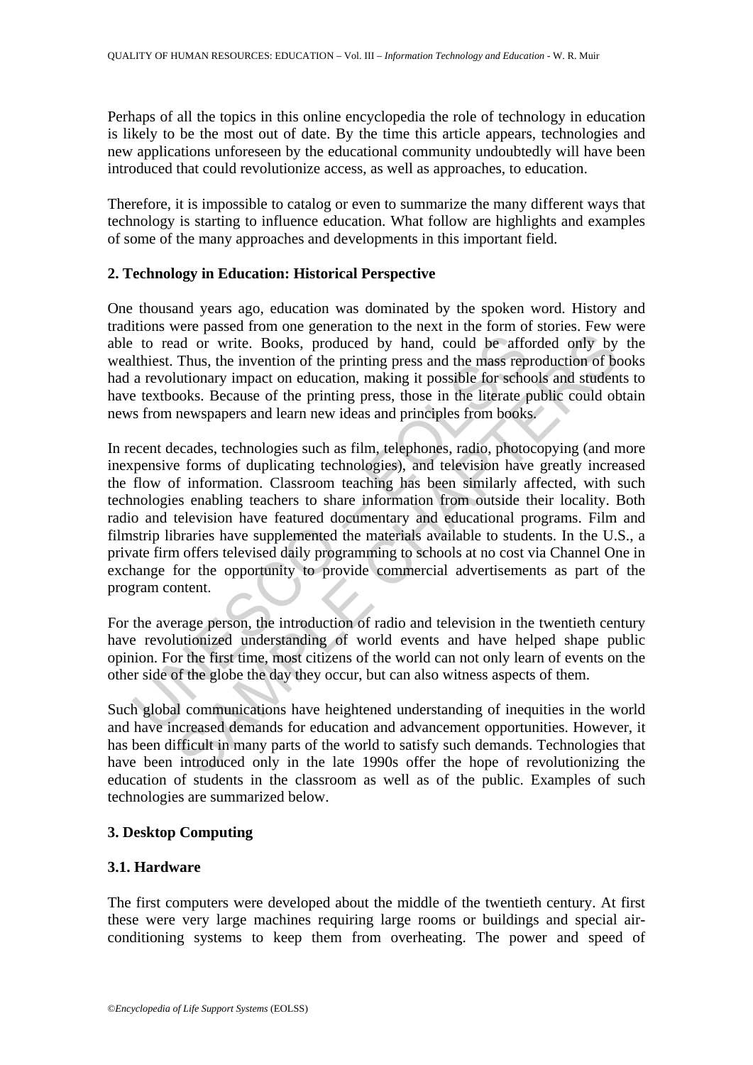Perhaps of all the topics in this online encyclopedia the role of technology in education is likely to be the most out of date. By the time this article appears, technologies and new applications unforeseen by the educational community undoubtedly will have been introduced that could revolutionize access, as well as approaches, to education.

Therefore, it is impossible to catalog or even to summarize the many different ways that technology is starting to influence education. What follow are highlights and examples of some of the many approaches and developments in this important field.

## 2. Technology in Education: Historical Perspective

One thousand years ago, education was dominated by the spoken word. History and traditions were passed from one generation to the next in the form of stories. Few were able to read or write. Books, produced by hand, could be afforded only by the wealthiest. Thus, the invention of the printing press and the mass reproduction of books had a revolutionary impact on education, making it possible for schools and students to have textbooks. Because of the printing press, those in the literate public could obtain news from newspapers and learn new ideas and principles from books.

In recent decades, technologies such as film, telephones, radio, photocopying (and more inexpensive forms of duplicating technologies), and television have greatly increased the flow of information. Classroom teaching has been similarly affected, with such technologies enabling teachers to share information from outside their locality. Both radio and television have featured documentary and educational programs. Film and filmstrip libraries have supplemented the materials available to students. In the U.S., a private firm offers televised daily programming to schools at no cost via Channel One in exchange for the opportunity to provide commercial advertisements as part of the program content.

For the average person, the introduction of radio and television in the twentieth century have revolutionized understanding of world events and have helped shape public opinion. For the first time, most citizens of the world can not only learn of events on the other side of the globe the day they occur, but can also witness aspects of them.

Such global communications have heightened understanding of inequities in the world and have increased demands for education and advancement opportunities. However, it has been difficult in many parts of the world to satisfy such demands. Technologies that have been introduced only in the late 1990s offer the hope of revolutionizing the education of students in the classroom as well as of the public. Examples of such technologies are summarized below.

## 3. Desktop Computing

### 3.1. Hardware

The first computers were developed about the middle of the twentieth century. At first these were very large machines requiring large rooms or buildings and special air-conditioning systems to keep them from overheating. The power and speed of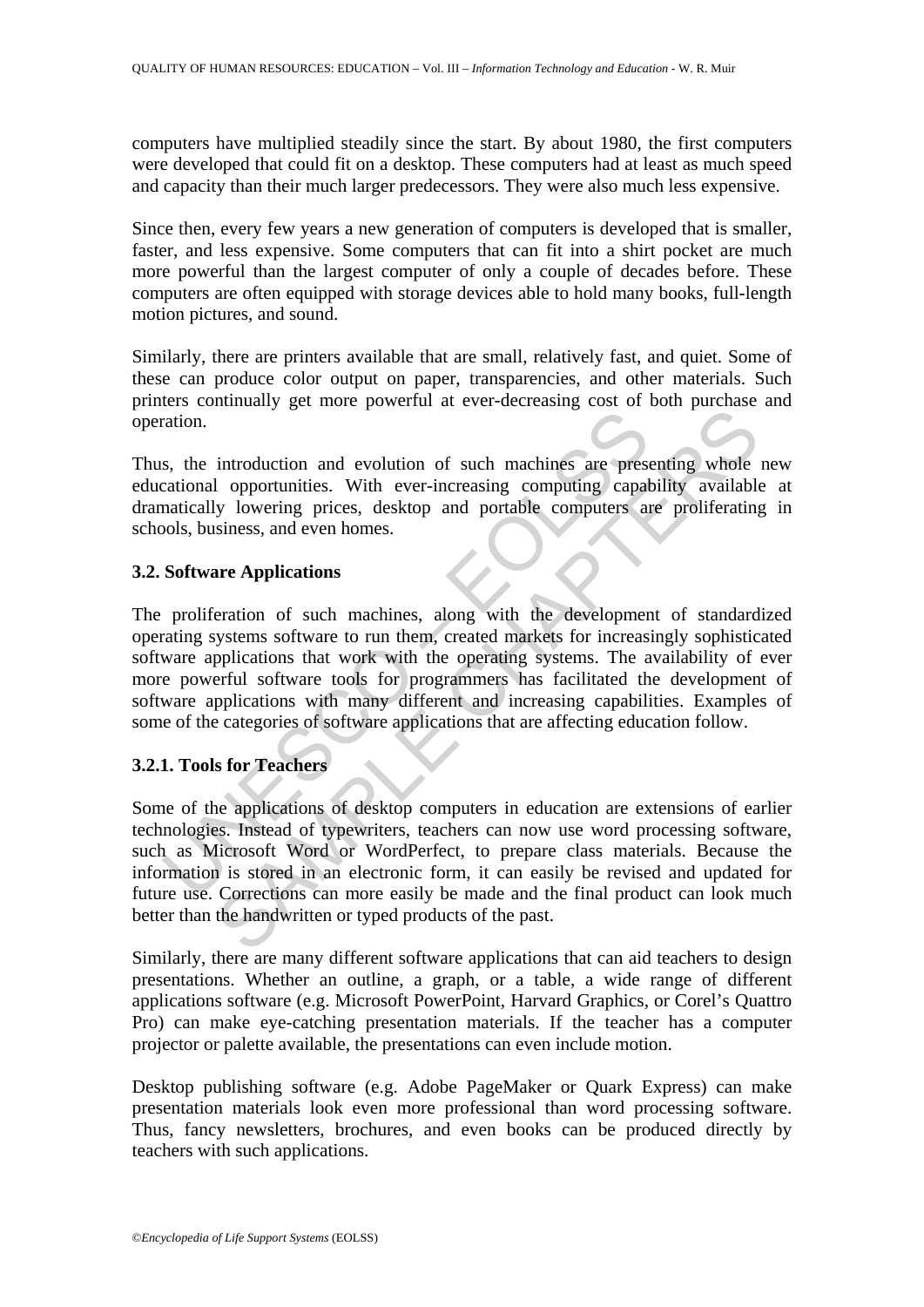computers have multiplied steadily since the start. By about 1980, the first computers were developed that could fit on a desktop. These computers had at least as much speed and capacity than their much larger predecessors. They were also much less expensive.

Since then, every few years a new generation of computers is developed that is smaller, faster, and less expensive. Some computers that can fit into a shirt pocket are much more powerful than the largest computer of only a couple of decades before. These computers are often equipped with storage devices able to hold many books, full-length motion pictures, and sound.

Similarly, there are printers available that are small, relatively fast, and quiet. Some of these can produce color output on paper, transparencies, and other materials. Such printers continually get more powerful at ever-decreasing cost of both purchase and operation.

Thus, the introduction and evolution of such machines are presenting whole new educational opportunities. With ever-increasing computing capability available at dramatically lowering prices, desktop and portable computers are proliferating in schools, business, and even homes.

### 3.2. Software Applications

The proliferation of such machines, along with the development of standardized operating systems software to run them, created markets for increasingly sophisticated software applications that work with the operating systems. The availability of ever more powerful software tools for programmers has facilitated the development of software applications with many different and increasing capabilities. Examples of some of the categories of software applications that are affecting education follow.

#### 3.2.1. Tools for Teachers

Some of the applications of desktop computers in education are extensions of earlier technologies. Instead of typewriters, teachers can now use word processing software, such as Microsoft Word or WordPerfect, to prepare class materials. Because the information is stored in an electronic form, it can easily be revised and updated for future use. Corrections can more easily be made and the final product can look much better than the handwritten or typed products of the past.

Similarly, there are many different software applications that can aid teachers to design presentations. Whether an outline, a graph, or a table, a wide range of different applications software (e.g. Microsoft PowerPoint, Harvard Graphics, or Corel's Quattro Pro) can make eye-catching presentation materials. If the teacher has a computer projector or palette available, the presentations can even include motion.

Desktop publishing software (e.g. Adobe PageMaker or Quark Express) can make presentation materials look even more professional than word processing software. Thus, fancy newsletters, brochures, and even books can be produced directly by teachers with such applications.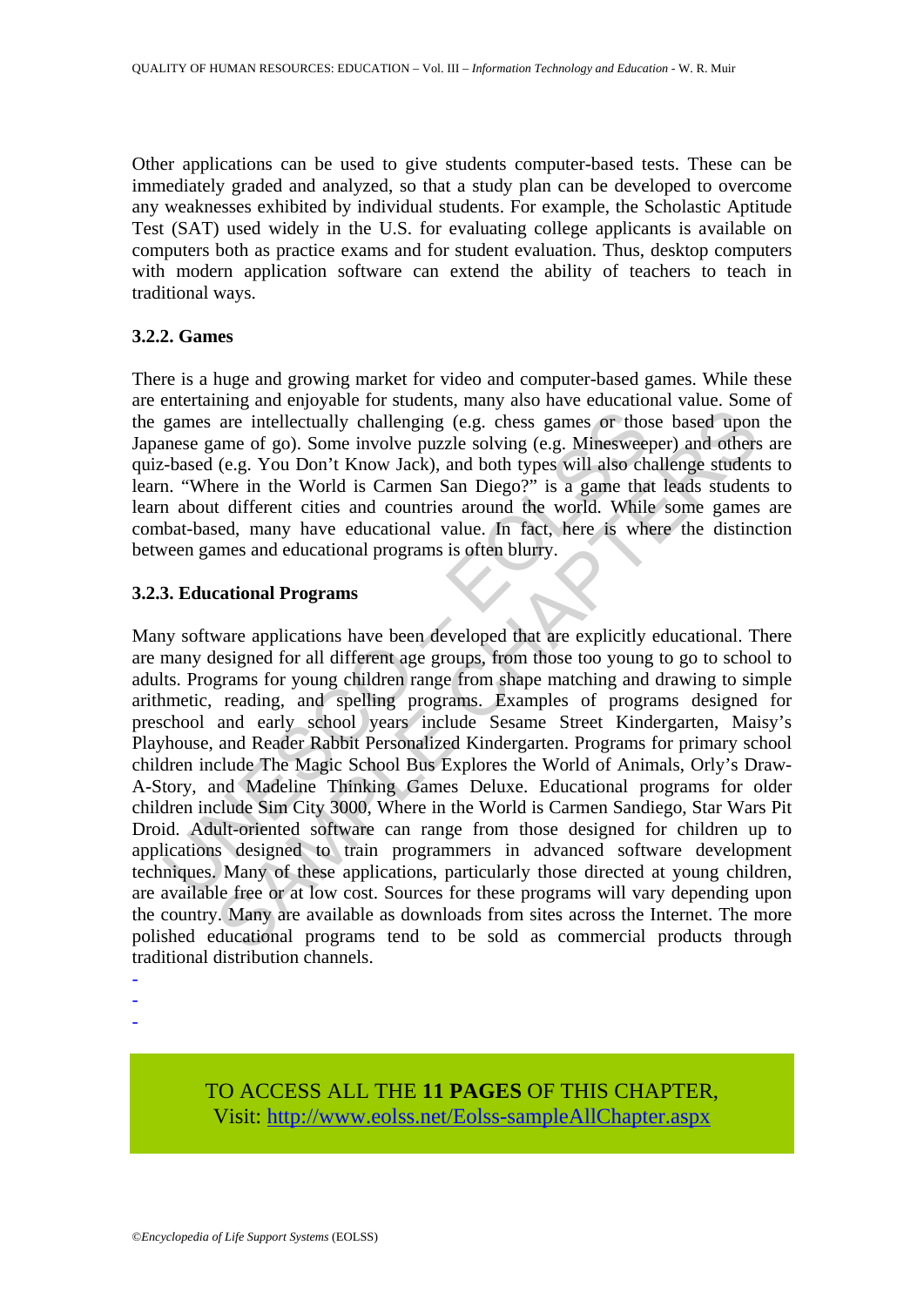Other applications can be used to give students computer-based tests. These can be immediately graded and analyzed, so that a study plan can be developed to overcome any weaknesses exhibited by individual students. For example, the Scholastic Aptitude Test (SAT) used widely in the U.S. for evaluating college applicants is available on computers both as practice exams and for student evaluation. Thus, desktop computers with modern application software can extend the ability of teachers to teach in traditional ways.

### 3.2.2. Games

There is a huge and growing market for video and computer-based games. While these are entertaining and enjoyable for students, many also have educational value. Some of the games are intellectually challenging (e.g. chess games or those based upon the Japanese game of go). Some involve puzzle solving (e.g. Minesweeper) and others are quiz-based (e.g. You Don't Know Jack), and both types will also challenge students to learn. "Where in the World is Carmen San Diego?" is a game that leads students to learn about different cities and countries around the world. While some games are combat-based, many have educational value. In fact, here is where the distinction between games and educational programs is often blurry.

### 3.2.3. Educational Programs

Many software applications have been developed that are explicitly educational. There are many designed for all different age groups, from those too young to go to school to adults. Programs for young children range from shape matching and drawing to simple arithmetic, reading, and spelling programs. Examples of programs designed for preschool and early school years include Sesame Street Kindergarten, Maisy's Playhouse, and Reader Rabbit Personalized Kindergarten. Programs for primary school children include The Magic School Bus Explores the World of Animals, Orly's Draw-A-Story, and Madeline Thinking Games Deluxe. Educational programs for older children include Sim City 3000, Where in the World is Carmen Sandiego, Star Wars Pit Droid. Adult-oriented software can range from those designed for children up to applications designed to train programmers in advanced software development techniques. Many of these applications, particularly those directed at young children, are available free or at low cost. Sources for these programs will vary depending upon the country. Many are available as downloads from sites across the Internet. The more polished educational programs tend to be sold as commercial products through traditional distribution channels.

-
-
-

TO ACCESS ALL THE **11 PAGES** OF THIS CHAPTER,
Visit: http://www.eolss.net/Eolss-sampleAllChapter.aspx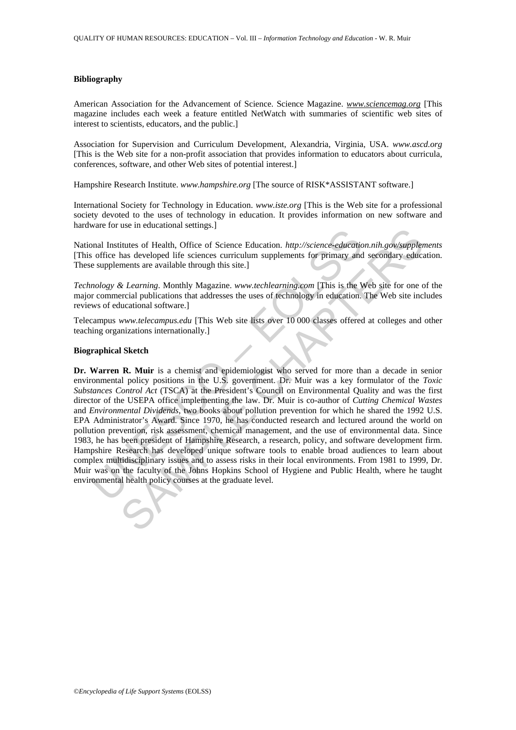### Bibliography

American Association for the Advancement of Science. Science Magazine. *www.sciencemag.org* [This magazine includes each week a feature entitled NetWatch with summaries of scientific web sites of interest to scientists, educators, and the public.]

Association for Supervision and Curriculum Development, Alexandria, Virginia, USA. *www.ascd.org* [This is the Web site for a non-profit association that provides information to educators about curricula, conferences, software, and other Web sites of potential interest.]

Hampshire Research Institute. *www.hampshire.org* [The source of RISK*ASSISTANT software.]

International Society for Technology in Education. *www.iste.org* [This is the Web site for a professional society devoted to the uses of technology in education. It provides information on new software and hardware for use in educational settings.]

National Institutes of Health, Office of Science Education. *http://science-education.nih.gov/supplements* [This office has developed life sciences curriculum supplements for primary and secondary education. These supplements are available through this site.]

*Technology & Learning*. Monthly Magazine. *www.techlearning.com* [This is the Web site for one of the major commercial publications that addresses the uses of technology in education. The Web site includes reviews of educational software.]

Telecampus *www.telecampus.edu* [This Web site lists over 10 000 classes offered at colleges and other teaching organizations internationally.]

### Biographical Sketch

**Dr. Warren R. Muir** is a chemist and epidemiologist who served for more than a decade in senior environmental policy positions in the U.S. government. Dr. Muir was a key formulator of the *Toxic Substances Control Act* (TSCA) at the President's Council on Environmental Quality and was the first director of the USEPA office implementing the law. Dr. Muir is co-author of *Cutting Chemical Wastes* and *Environmental Dividends*, two books about pollution prevention for which he shared the 1992 U.S. EPA Administrator's Award. Since 1970, he has conducted research and lectured around the world on pollution prevention, risk assessment, chemical management, and the use of environmental data. Since 1983, he has been president of Hampshire Research, a research, policy, and software development firm. Hampshire Research has developed unique software tools to enable broad audiences to learn about complex multidisciplinary issues and to assess risks in their local environments. From 1981 to 1999, Dr. Muir was on the faculty of the Johns Hopkins School of Hygiene and Public Health, where he taught environmental health policy courses at the graduate level.